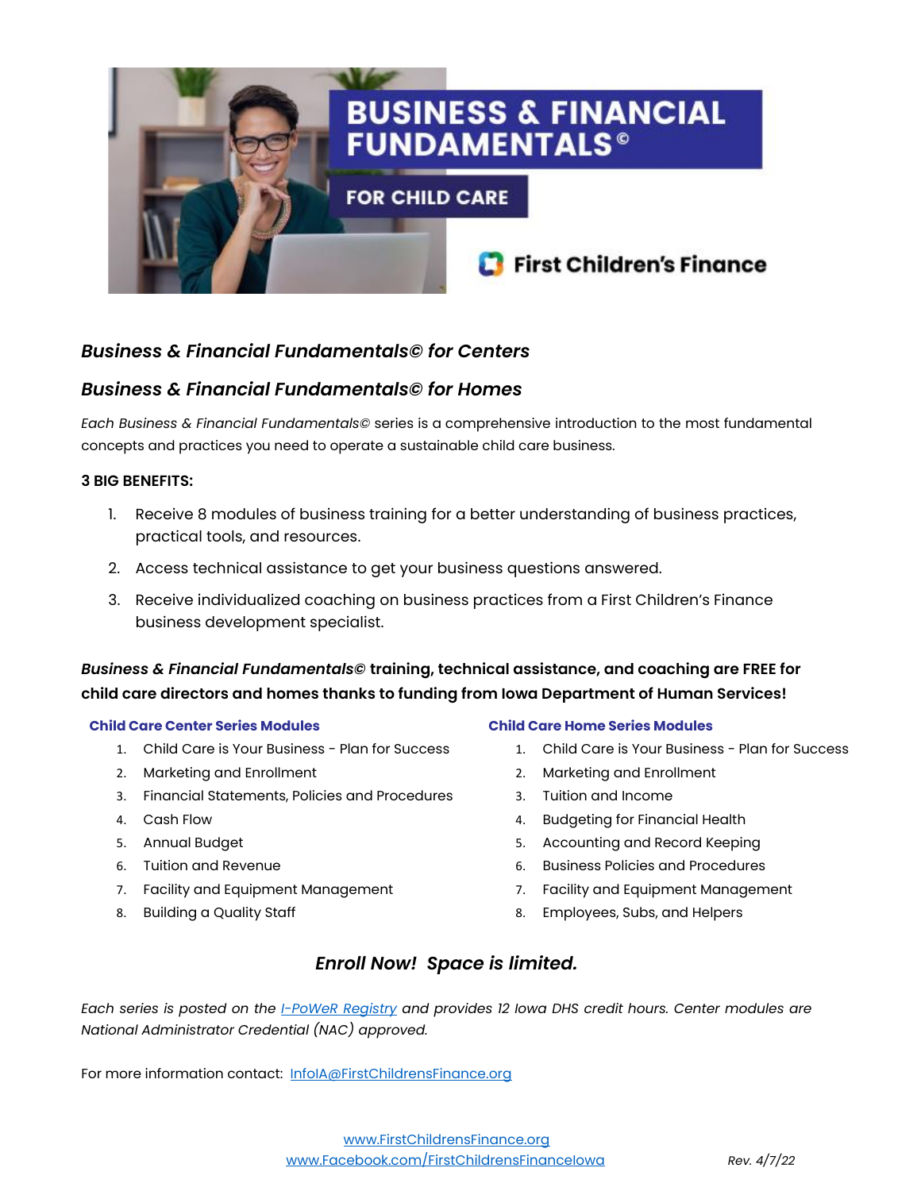# BUSINESS & FINANCIAL FUNDAMENTALS©

## FOR CHILD CARE

First Children's Finance

### *Business & Financial Fundamentals© for Centers*

### *Business & Financial Fundamentals© for Homes*

*Each Business & Financial Fundamentals©* series is a comprehensive introduction to the most fundamental concepts and practices you need to operate a sustainable child care business.

**3 BIG BENEFITS:**

1. Receive 8 modules of business training for a better understanding of business practices, practical tools, and resources.
2. Access technical assistance to get your business questions answered.
3. Receive individualized coaching on business practices from a First Children's Finance business development specialist.

***Business & Financial Fundamentals©* training, technical assistance, and coaching are FREE for child care directors and homes thanks to funding from Iowa Department of Human Services!**

**Child Care Center Series Modules**

1. Child Care is Your Business - Plan for Success
2. Marketing and Enrollment
3. Financial Statements, Policies and Procedures
4. Cash Flow
5. Annual Budget
6. Tuition and Revenue
7. Facility and Equipment Management
8. Building a Quality Staff

**Child Care Home Series Modules**

1. Child Care is Your Business - Plan for Success
2. Marketing and Enrollment
3. Tuition and Income
4. Budgeting for Financial Health
5. Accounting and Record Keeping
6. Business Policies and Procedures
7. Facility and Equipment Management
8. Employees, Subs, and Helpers

***Enroll Now! Space is limited.***

*Each series is posted on the I-PoWeR Registry and provides 12 Iowa DHS credit hours. Center modules are National Administrator Credential (NAC) approved.*

For more information contact: InfoIA@FirstChildrensFinance.org

www.FirstChildrensFinance.org
www.Facebook.com/FirstChildrensFinanceIowa

*Rev. 4/7/22*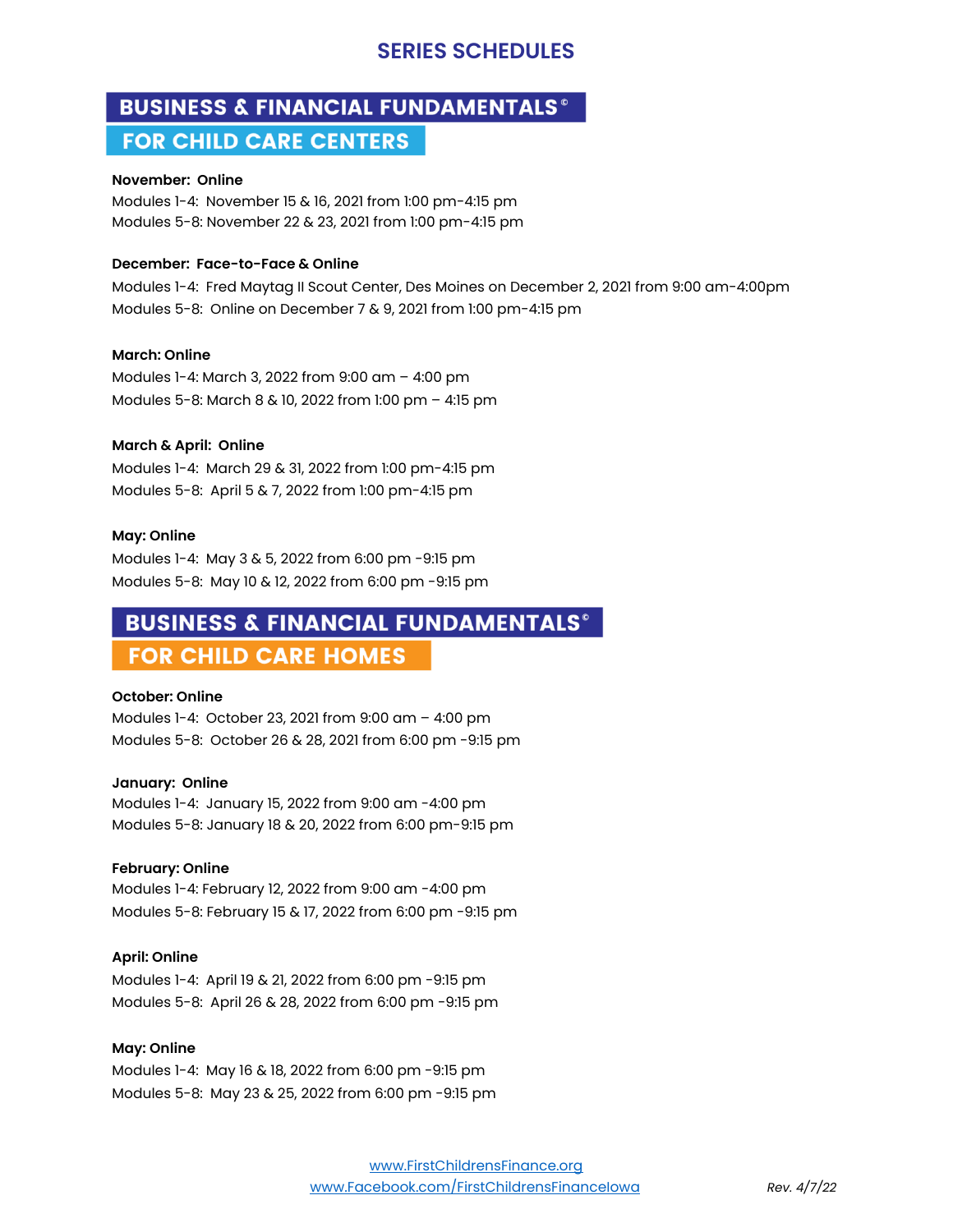# SERIES SCHEDULES

## BUSINESS & FINANCIAL FUNDAMENTALS© FOR CHILD CARE CENTERS

**November: Online**
Modules 1-4: November 15 & 16, 2021 from 1:00 pm-4:15 pm
Modules 5-8: November 22 & 23, 2021 from 1:00 pm-4:15 pm

**December: Face-to-Face & Online**
Modules 1-4: Fred Maytag II Scout Center, Des Moines on December 2, 2021 from 9:00 am-4:00pm
Modules 5-8: Online on December 7 & 9, 2021 from 1:00 pm-4:15 pm

**March: Online**
Modules 1-4: March 3, 2022 from 9:00 am – 4:00 pm
Modules 5-8: March 8 & 10, 2022 from 1:00 pm – 4:15 pm

**March & April: Online**
Modules 1-4: March 29 & 31, 2022 from 1:00 pm-4:15 pm
Modules 5-8: April 5 & 7, 2022 from 1:00 pm-4:15 pm

**May: Online**
Modules 1-4: May 3 & 5, 2022 from 6:00 pm -9:15 pm
Modules 5-8: May 10 & 12, 2022 from 6:00 pm -9:15 pm

## BUSINESS & FINANCIAL FUNDAMENTALS© FOR CHILD CARE HOMES

**October: Online**
Modules 1-4: October 23, 2021 from 9:00 am – 4:00 pm
Modules 5-8: October 26 & 28, 2021 from 6:00 pm -9:15 pm

**January: Online**
Modules 1-4: January 15, 2022 from 9:00 am -4:00 pm
Modules 5-8: January 18 & 20, 2022 from 6:00 pm-9:15 pm

**February: Online**
Modules 1-4: February 12, 2022 from 9:00 am -4:00 pm
Modules 5-8: February 15 & 17, 2022 from 6:00 pm -9:15 pm

**April: Online**
Modules 1-4: April 19 & 21, 2022 from 6:00 pm -9:15 pm
Modules 5-8: April 26 & 28, 2022 from 6:00 pm -9:15 pm

**May: Online**
Modules 1-4: May 16 & 18, 2022 from 6:00 pm -9:15 pm
Modules 5-8: May 23 & 25, 2022 from 6:00 pm -9:15 pm

www.FirstChildrensFinance.org
www.Facebook.com/FirstChildrensFinanceIowa

*Rev. 4/7/22*